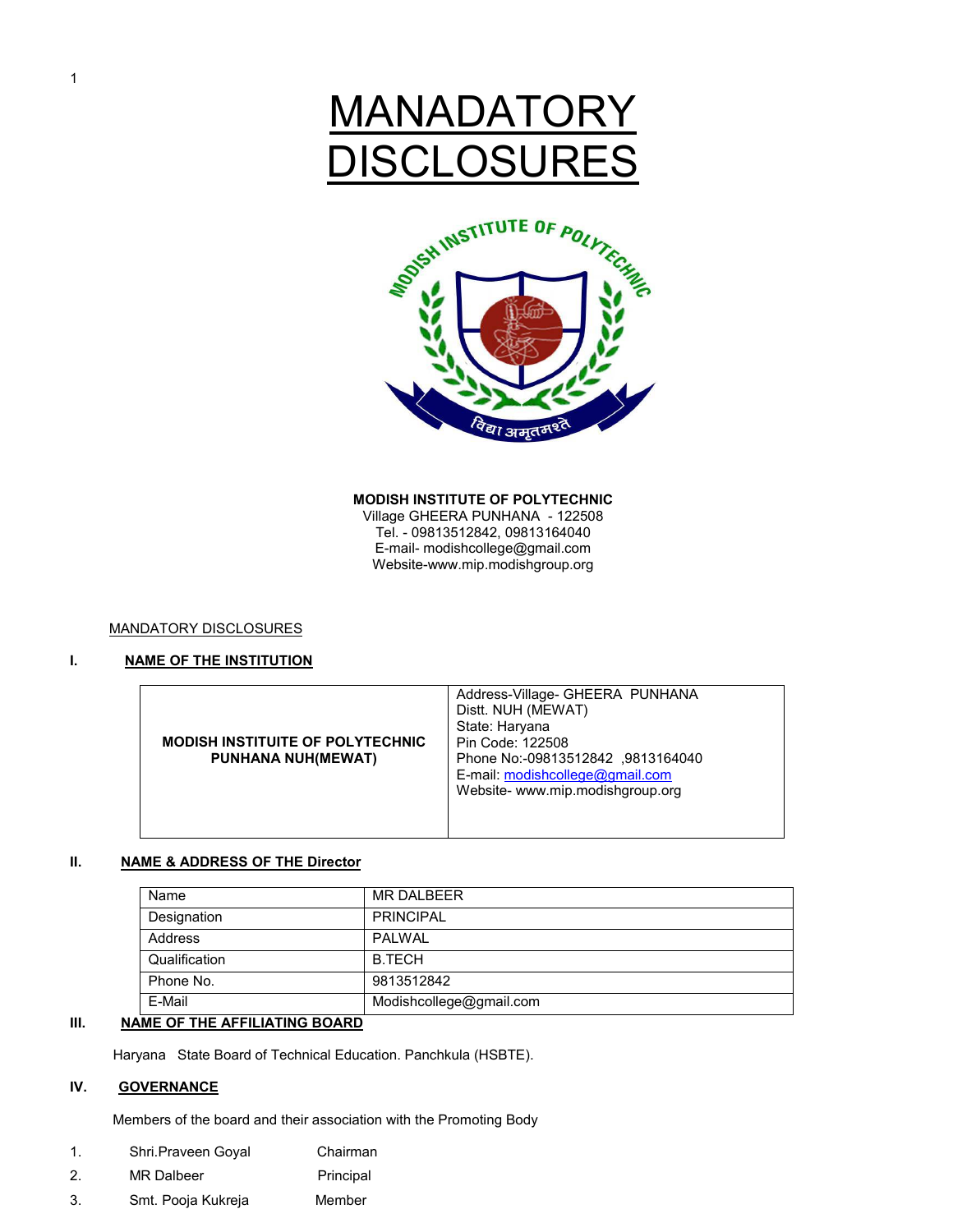# MANADATORY DISCLOSURES

**MODISH INSTITUTE OF POLYTECHNIC**
Village GHEERA PUNHANA - 122508
Tel. - 09813512842, 09813164040
E-mail- modishcollege@gmail.com
Website-www.mip.modishgroup.org

MANDATORY DISCLOSURES

## I. NAME OF THE INSTITUTION

| | |
|---|---|
| **MODISH INSTITUITE OF POLYTECHNIC PUNHANA NUH(MEWAT)** | Address-Village- GHEERA PUNHANA<br>Distt. NUH (MEWAT)<br>State: Haryana<br>Pin Code: 122508<br>Phone No:-09813512842 ,9813164040<br>E-mail: modishcollege@gmail.com<br>Website- www.mip.modishgroup.org |

## II. NAME & ADDRESS OF THE Director

| | |
|---|---|
| Name | MR DALBEER |
| Designation | PRINCIPAL |
| Address | PALWAL |
| Qualification | B.TECH |
| Phone No. | 9813512842 |
| E-Mail | Modishcollege@gmail.com |

## III. NAME OF THE AFFILIATING BOARD

Haryana State Board of Technical Education. Panchkula (HSBTE).

## IV. GOVERNANCE

Members of the board and their association with the Promoting Body

1. Shri.Praveen Goyal — Chairman
2. MR Dalbeer — Principal
3. Smt. Pooja Kukreja — Member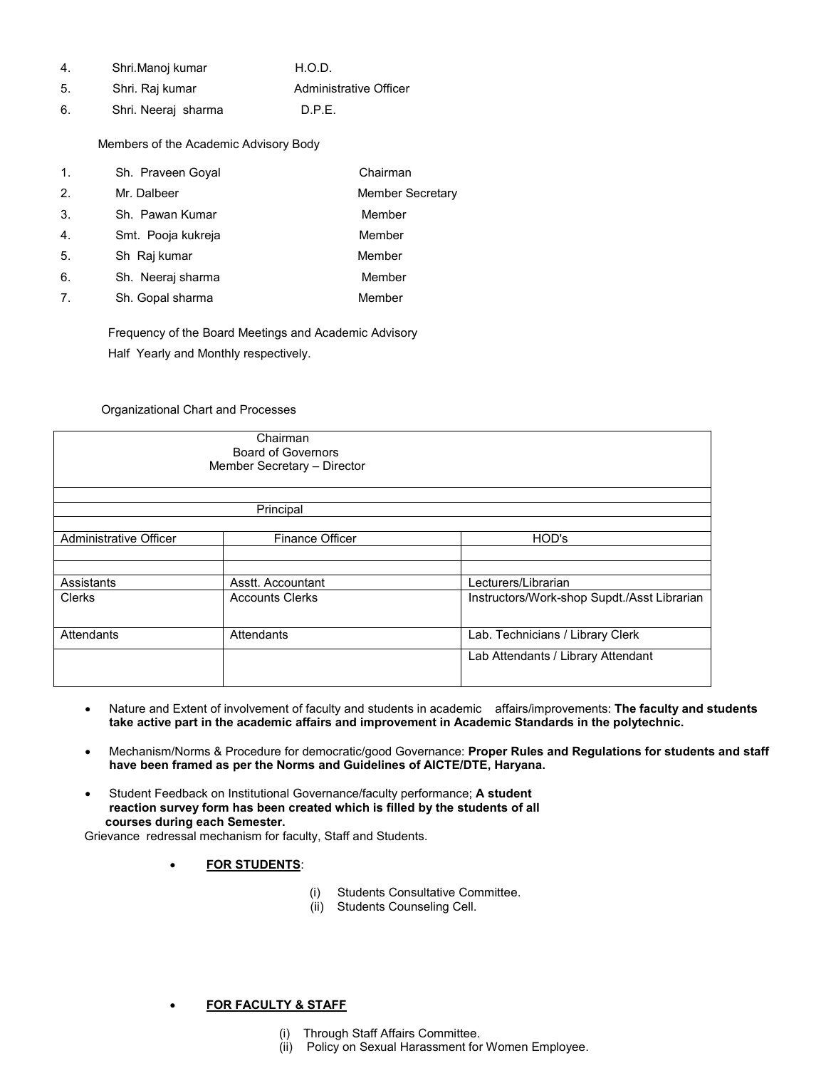| | | |
|---|---|---|
| 4. | Shri.Manoj kumar | H.O.D. |
| 5. | Shri. Raj kumar | Administrative Officer |
| 6. | Shri. Neeraj sharma | D.P.E. |

Members of the Academic Advisory Body

| | | |
|---|---|---|
| 1. | Sh. Praveen Goyal | Chairman |
| 2. | Mr. Dalbeer | Member Secretary |
| 3. | Sh. Pawan Kumar | Member |
| 4. | Smt. Pooja kukreja | Member |
| 5. | Sh Raj kumar | Member |
| 6. | Sh. Neeraj sharma | Member |
| 7. | Sh. Gopal sharma | Member |

Frequency of the Board Meetings and Academic Advisory
Half Yearly and Monthly respectively.

Organizational Chart and Processes

| Chairman<br>Board of Governors<br>Member Secretary – Director | | |
|---|---|---|
| | | |
| Principal | | |
| | | |
| Administrative Officer | Finance Officer | HOD's |
| | | |
| | | |
| Assistants | Asstt. Accountant | Lecturers/Librarian |
| Clerks | Accounts Clerks | Instructors/Work-shop Supdt./Asst Librarian |
| Attendants | Attendants | Lab. Technicians / Library Clerk |
| | | Lab Attendants / Library Attendant |

- Nature and Extent of involvement of faculty and students in academic affairs/improvements: **The faculty and students take active part in the academic affairs and improvement in Academic Standards in the polytechnic.**
- Mechanism/Norms & Procedure for democratic/good Governance: **Proper Rules and Regulations for students and staff have been framed as per the Norms and Guidelines of AICTE/DTE, Haryana.**
- Student Feedback on Institutional Governance/faculty performance; **A student reaction survey form has been created which is filled by the students of all courses during each Semester.**

Grievance redressal mechanism for faculty, Staff and Students.

- **FOR STUDENTS**:
  - (i) Students Consultative Committee.
  - (ii) Students Counseling Cell.

- **FOR FACULTY & STAFF**
  - (i) Through Staff Affairs Committee.
  - (ii) Policy on Sexual Harassment for Women Employee.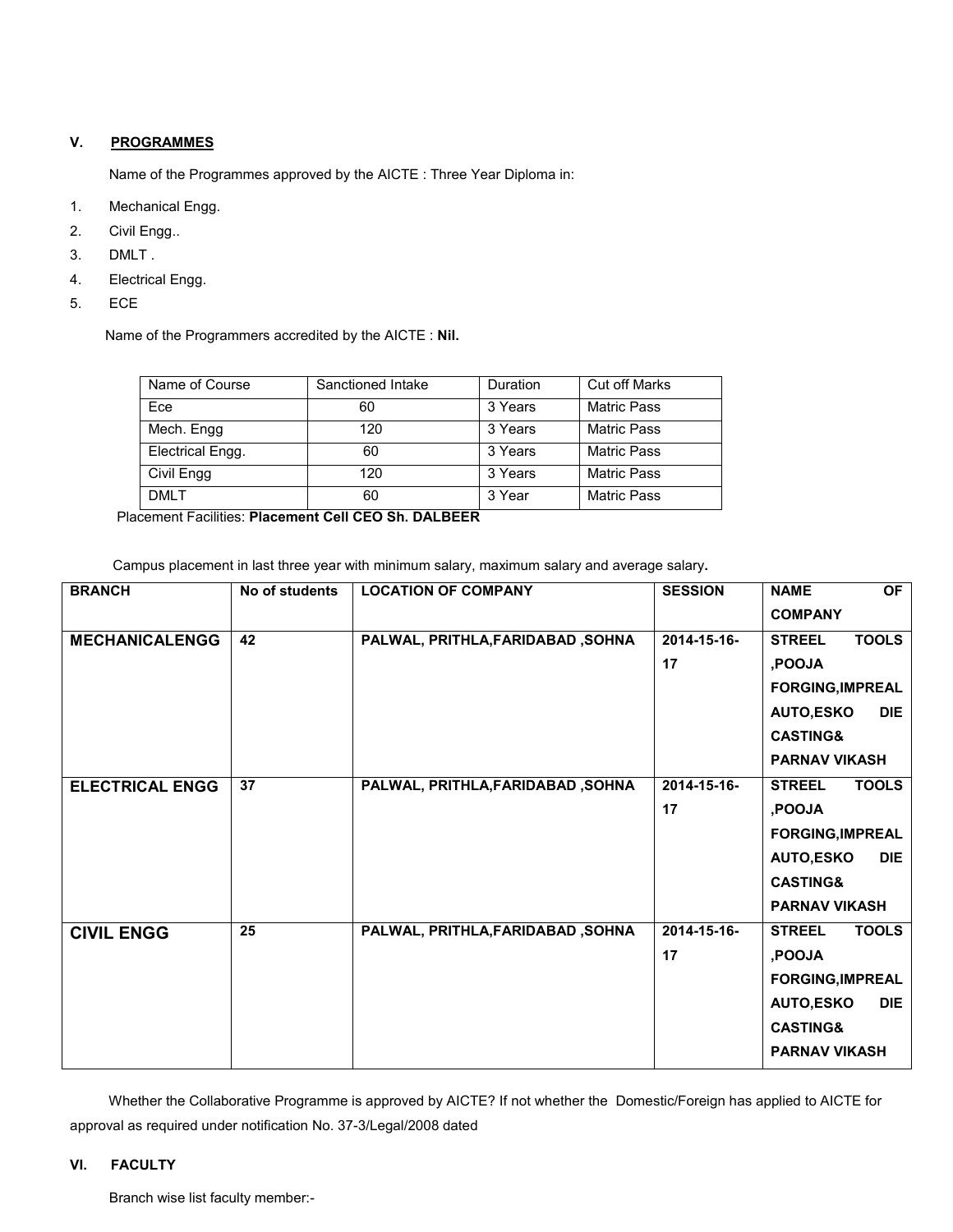## V. PROGRAMMES

Name of the Programmes approved by the AICTE : Three Year Diploma in:

1. Mechanical Engg.
2. Civil Engg..
3. DMLT .
4. Electrical Engg.
5. ECE

Name of the Programmers accredited by the AICTE : **Nil.**

| Name of Course | Sanctioned Intake | Duration | Cut off Marks |
|---|---|---|---|
| Ece | 60 | 3 Years | Matric Pass |
| Mech. Engg | 120 | 3 Years | Matric Pass |
| Electrical Engg. | 60 | 3 Years | Matric Pass |
| Civil Engg | 120 | 3 Years | Matric Pass |
| DMLT | 60 | 3 Year | Matric Pass |

Placement Facilities: **Placement Cell CEO Sh. DALBEER**

Campus placement in last three year with minimum salary, maximum salary and average salary**.**

| BRANCH | No of students | LOCATION OF COMPANY | SESSION | NAME OF COMPANY |
|---|---|---|---|---|
| **MECHANICALENGG** | **42** | **PALWAL, PRITHLA,FARIDABAD ,SOHNA** | **2014-15-16-17** | **STREEL TOOLS ,POOJA FORGING,IMPREAL AUTO,ESKO DIE CASTING& PARNAV VIKASH** |
| **ELECTRICAL ENGG** | **37** | **PALWAL, PRITHLA,FARIDABAD ,SOHNA** | **2014-15-16-17** | **STREEL TOOLS ,POOJA FORGING,IMPREAL AUTO,ESKO DIE CASTING& PARNAV VIKASH** |
| **CIVIL ENGG** | **25** | **PALWAL, PRITHLA,FARIDABAD ,SOHNA** | **2014-15-16-17** | **STREEL TOOLS ,POOJA FORGING,IMPREAL AUTO,ESKO DIE CASTING& PARNAV VIKASH** |

Whether the Collaborative Programme is approved by AICTE? If not whether the Domestic/Foreign has applied to AICTE for approval as required under notification No. 37-3/Legal/2008 dated

## VI. FACULTY

Branch wise list faculty member:-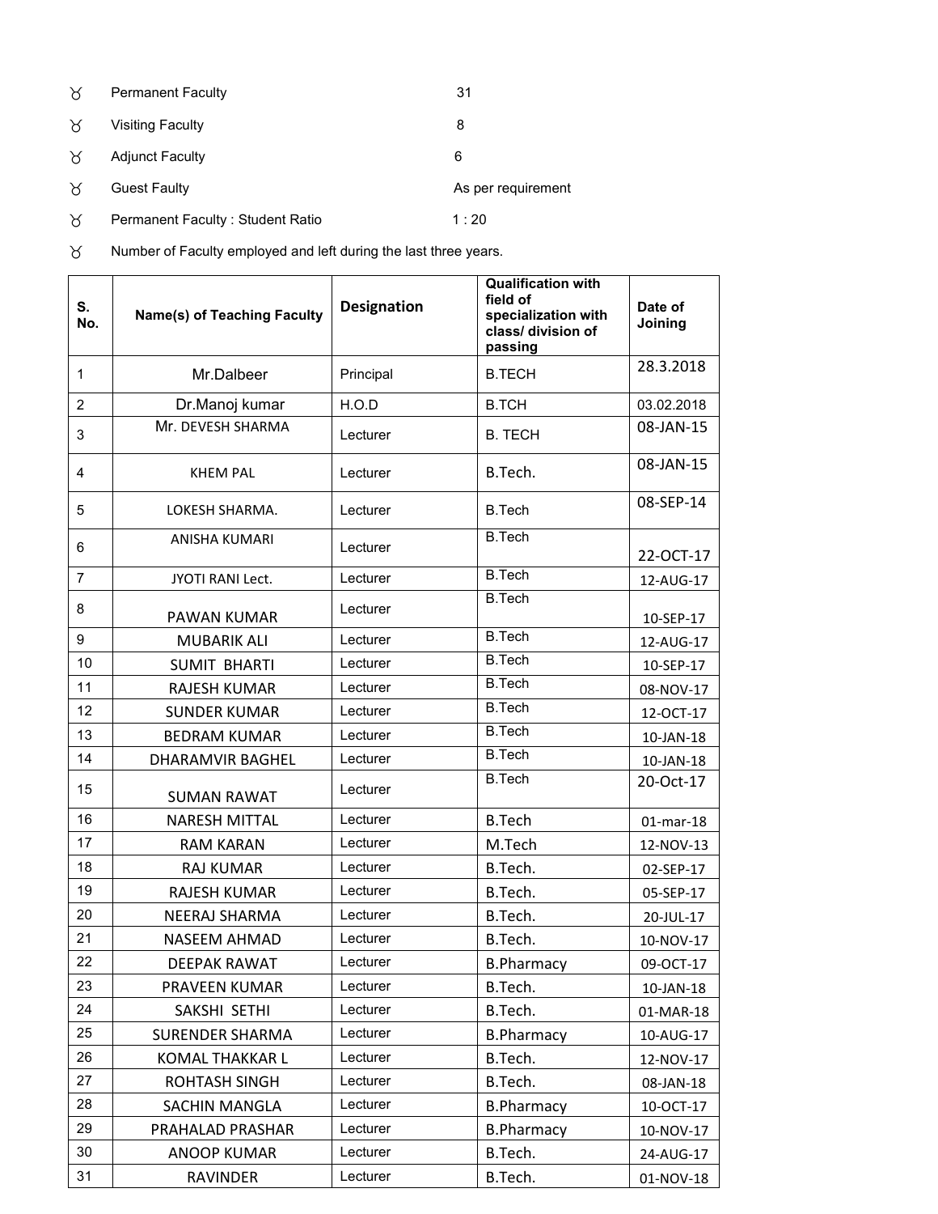- Permanent Faculty 31
- Visiting Faculty 8
- Adjunct Faculty 6
- Guest Faulty As per requirement
- Permanent Faculty : Student Ratio 1 : 20
- Number of Faculty employed and left during the last three years.

| S. No. | Name(s) of Teaching Faculty | Designation | Qualification with field of specialization with class/ division of passing | Date of Joining |
|---|---|---|---|---|
| 1 | Mr.Dalbeer | Principal | B.TECH | 28.3.2018 |
| 2 | Dr.Manoj kumar | H.O.D | B.TCH | 03.02.2018 |
| 3 | Mr. DEVESH SHARMA | Lecturer | B. TECH | 08-JAN-15 |
| 4 | KHEM PAL | Lecturer | B.Tech. | 08-JAN-15 |
| 5 | LOKESH SHARMA. | Lecturer | B.Tech | 08-SEP-14 |
| 6 | ANISHA KUMARI | Lecturer | B.Tech | 22-OCT-17 |
| 7 | JYOTI RANI Lect. | Lecturer | B.Tech | 12-AUG-17 |
| 8 | PAWAN KUMAR | Lecturer | B.Tech | 10-SEP-17 |
| 9 | MUBARIK ALI | Lecturer | B.Tech | 12-AUG-17 |
| 10 | SUMIT BHARTI | Lecturer | B.Tech | 10-SEP-17 |
| 11 | RAJESH KUMAR | Lecturer | B.Tech | 08-NOV-17 |
| 12 | SUNDER KUMAR | Lecturer | B.Tech | 12-OCT-17 |
| 13 | BEDRAM KUMAR | Lecturer | B.Tech | 10-JAN-18 |
| 14 | DHARAMVIR BAGHEL | Lecturer | B.Tech | 10-JAN-18 |
| 15 | SUMAN RAWAT | Lecturer | B.Tech | 20-Oct-17 |
| 16 | NARESH MITTAL | Lecturer | B.Tech | 01-mar-18 |
| 17 | RAM KARAN | Lecturer | M.Tech | 12-NOV-13 |
| 18 | RAJ KUMAR | Lecturer | B.Tech. | 02-SEP-17 |
| 19 | RAJESH KUMAR | Lecturer | B.Tech. | 05-SEP-17 |
| 20 | NEERAJ SHARMA | Lecturer | B.Tech. | 20-JUL-17 |
| 21 | NASEEM AHMAD | Lecturer | B.Tech. | 10-NOV-17 |
| 22 | DEEPAK RAWAT | Lecturer | B.Pharmacy | 09-OCT-17 |
| 23 | PRAVEEN KUMAR | Lecturer | B.Tech. | 10-JAN-18 |
| 24 | SAKSHI SETHI | Lecturer | B.Tech. | 01-MAR-18 |
| 25 | SURENDER SHARMA | Lecturer | B.Pharmacy | 10-AUG-17 |
| 26 | KOMAL THAKKAR L | Lecturer | B.Tech. | 12-NOV-17 |
| 27 | ROHTASH SINGH | Lecturer | B.Tech. | 08-JAN-18 |
| 28 | SACHIN MANGLA | Lecturer | B.Pharmacy | 10-OCT-17 |
| 29 | PRAHALAD PRASHAR | Lecturer | B.Pharmacy | 10-NOV-17 |
| 30 | ANOOP KUMAR | Lecturer | B.Tech. | 24-AUG-17 |
| 31 | RAVINDER | Lecturer | B.Tech. | 01-NOV-18 |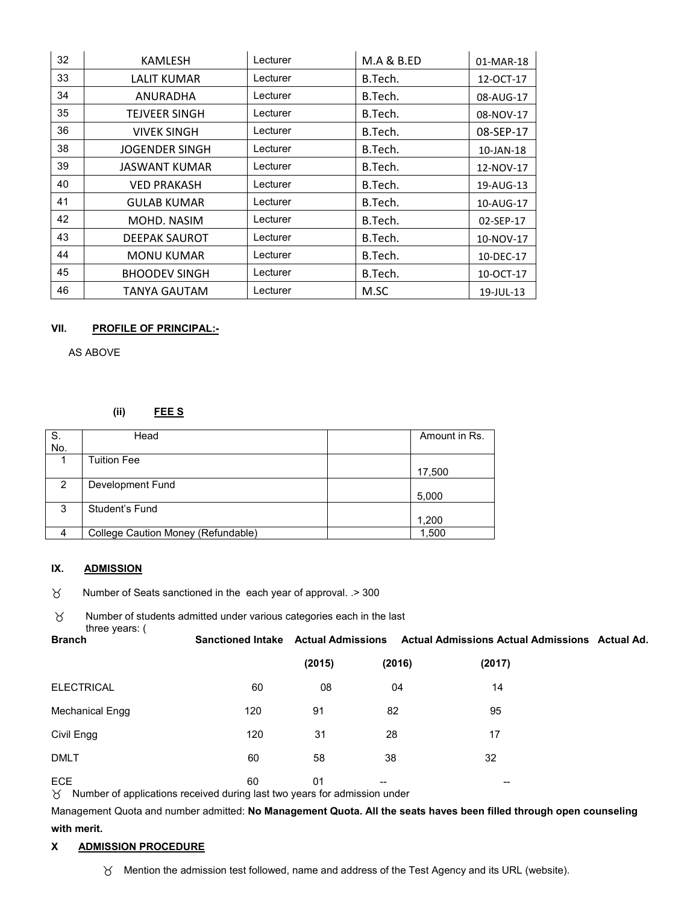| | | | | |
|---|---|---|---|---|
| 32 | KAMLESH | Lecturer | M.A & B.ED | 01-MAR-18 |
| 33 | LALIT KUMAR | Lecturer | B.Tech. | 12-OCT-17 |
| 34 | ANURADHA | Lecturer | B.Tech. | 08-AUG-17 |
| 35 | TEJVEER SINGH | Lecturer | B.Tech. | 08-NOV-17 |
| 36 | VIVEK SINGH | Lecturer | B.Tech. | 08-SEP-17 |
| 38 | JOGENDER SINGH | Lecturer | B.Tech. | 10-JAN-18 |
| 39 | JASWANT KUMAR | Lecturer | B.Tech. | 12-NOV-17 |
| 40 | VED PRAKASH | Lecturer | B.Tech. | 19-AUG-13 |
| 41 | GULAB KUMAR | Lecturer | B.Tech. | 10-AUG-17 |
| 42 | MOHD. NASIM | Lecturer | B.Tech. | 02-SEP-17 |
| 43 | DEEPAK SAUROT | Lecturer | B.Tech. | 10-NOV-17 |
| 44 | MONU KUMAR | Lecturer | B.Tech. | 10-DEC-17 |
| 45 | BHOODEV SINGH | Lecturer | B.Tech. | 10-OCT-17 |
| 46 | TANYA GAUTAM | Lecturer | M.SC | 19-JUL-13 |

**VII. PROFILE OF PRINCIPAL:-**

AS ABOVE

**(ii) FEE S**

| S. No. | Head | | Amount in Rs. |
|---|---|---|---|
| 1 | Tuition Fee | | 17,500 |
| 2 | Development Fund | | 5,000 |
| 3 | Student's Fund | | 1,200 |
| 4 | College Caution Money (Refundable) | | 1,500 |

**IX. ADMISSION**

- Number of Seats sanctioned in the each year of approval. .> 300
- Number of students admitted under various categories each in the last three years: (

| Branch | Sanctioned Intake | Actual Admissions (2015) | Actual Admissions (2016) | Actual Admissions (2017) | Actual Ad. |
|---|---|---|---|---|---|
| ELECTRICAL | 60 | 08 | 04 | 14 | |
| Mechanical Engg | 120 | 91 | 82 | 95 | |
| Civil Engg | 120 | 31 | 28 | 17 | |
| DMLT | 60 | 58 | 38 | 32 | |
| ECE | 60 | 01 | -- | -- | |

- Number of applications received during last two years for admission under Management Quota and number admitted: **No Management Quota. All the seats haves been filled through open counseling with merit.**

**X ADMISSION PROCEDURE**

- Mention the admission test followed, name and address of the Test Agency and its URL (website).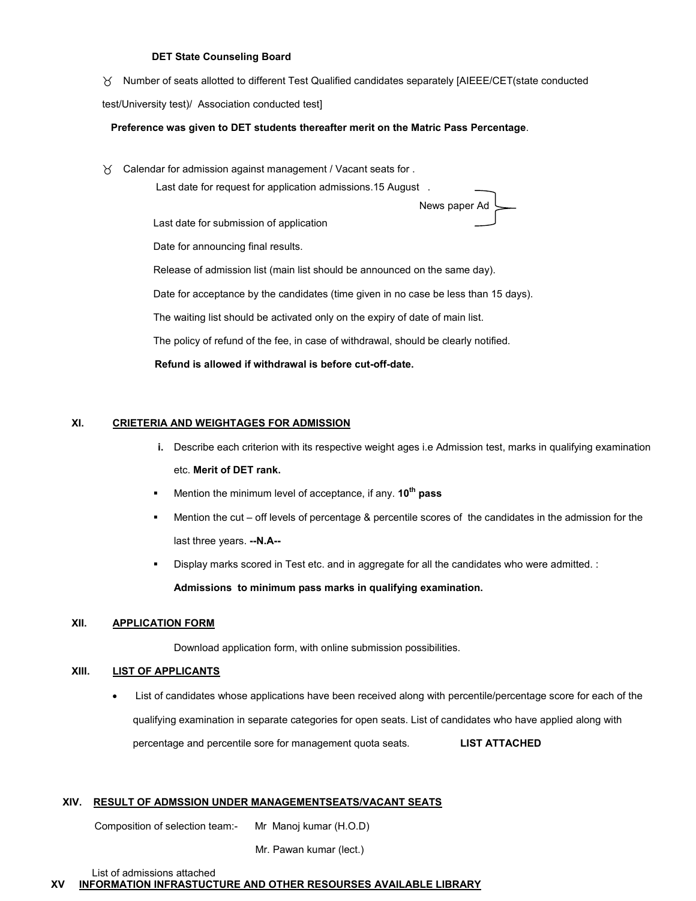**DET State Counseling Board**

- Number of seats allotted to different Test Qualified candidates separately [AIEEE/CET(state conducted test/University test)/ Association conducted test]

  **Preference was given to DET students thereafter merit on the Matric Pass Percentage**.

- Calendar for admission against management / Vacant seats for .

  Last date for request for application admissions.15 August .

  Last date for submission of application

  } News paper Ad

  Date for announcing final results.

  Release of admission list (main list should be announced on the same day).

  Date for acceptance by the candidates (time given in no case be less than 15 days).

  The waiting list should be activated only on the expiry of date of main list.

  The policy of refund of the fee, in case of withdrawal, should be clearly notified.

  **Refund is allowed if withdrawal is before cut-off-date.**

## XI. CRIETERIA AND WEIGHTAGES FOR ADMISSION

- **i.** Describe each criterion with its respective weight ages i.e Admission test, marks in qualifying examination etc. **Merit of DET rank.**
- Mention the minimum level of acceptance, if any. **10th pass**
- Mention the cut – off levels of percentage & percentile scores of the candidates in the admission for the last three years. **--N.A--**
- Display marks scored in Test etc. and in aggregate for all the candidates who were admitted. :

  **Admissions to minimum pass marks in qualifying examination.**

## XII. APPLICATION FORM

Download application form, with online submission possibilities.

## XIII. LIST OF APPLICANTS

- List of candidates whose applications have been received along with percentile/percentage score for each of the qualifying examination in separate categories for open seats. List of candidates who have applied along with percentage and percentile sore for management quota seats. **LIST ATTACHED**

## XIV. RESULT OF ADMSSION UNDER MANAGEMENTSEATS/VACANT SEATS

Composition of selection team:- Mr Manoj kumar (H.O.D)

Mr. Pawan kumar (lect.)

List of admissions attached

## XV INFORMATION INFRASTUCTURE AND OTHER RESOURSES AVAILABLE LIBRARY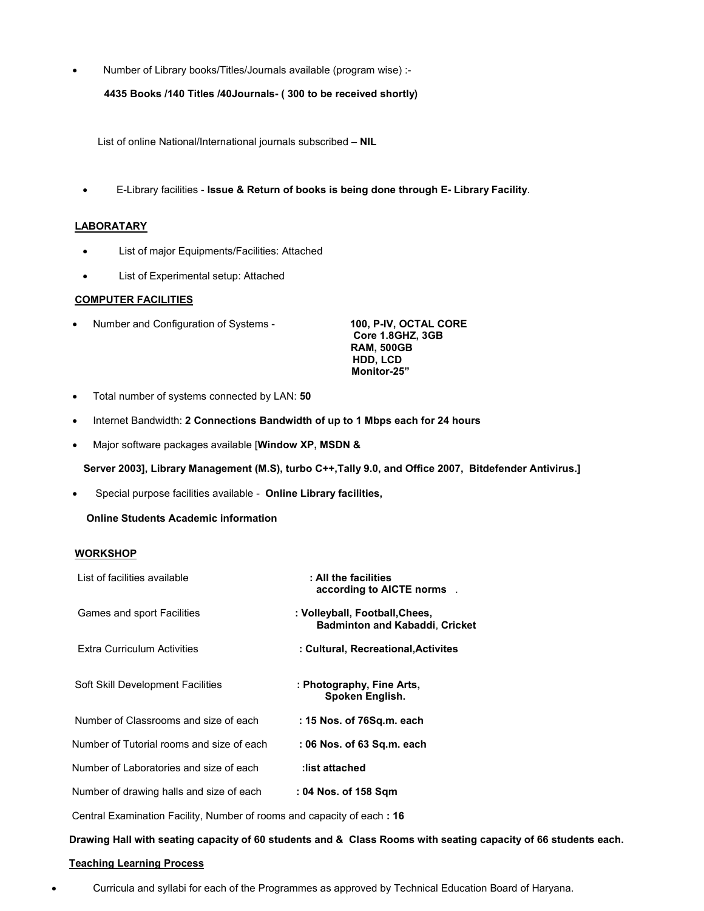- Number of Library books/Titles/Journals available (program wise) :-

  **4435 Books /140 Titles /40Journals- ( 300 to be received shortly)**

List of online National/International journals subscribed – **NIL**

- E-Library facilities - **Issue & Return of books is being done through E- Library Facility**.

## LABORATARY

- List of major Equipments/Facilities: Attached
- List of Experimental setup: Attached

## COMPUTER FACILITIES

- Number and Configuration of Systems - **100, P-IV, OCTAL CORE Core 1.8GHZ, 3GB RAM, 500GB HDD, LCD Monitor-25"**
- Total number of systems connected by LAN: **50**
- Internet Bandwidth: **2 Connections Bandwidth of up to 1 Mbps each for 24 hours**
- Major software packages available [**Window XP, MSDN & Server 2003], Library Management (M.S), turbo C++,Tally 9.0, and Office 2007, Bitdefender Antivirus.]**
- Special purpose facilities available - **Online Library facilities, Online Students Academic information**

## WORKSHOP

| | |
|---|---|
| List of facilities available | **: All the facilities according to AICTE norms** . |
| Games and sport Facilities | **: Volleyball, Football,Chees, Badminton and Kabaddi**, **Cricket** |
| Extra Curriculum Activities | **: Cultural, Recreational,Activites** |
| Soft Skill Development Facilities | **: Photography, Fine Arts, Spoken English.** |
| Number of Classrooms and size of each | **: 15 Nos. of 76Sq.m. each** |
| Number of Tutorial rooms and size of each | **: 06 Nos. of 63 Sq.m. each** |
| Number of Laboratories and size of each | **:list attached** |
| Number of drawing halls and size of each | **: 04 Nos. of 158 Sqm** |

Central Examination Facility, Number of rooms and capacity of each **: 16**

**Drawing Hall with seating capacity of 60 students and & Class Rooms with seating capacity of 66 students each.**

## Teaching Learning Process

- Curricula and syllabi for each of the Programmes as approved by Technical Education Board of Haryana.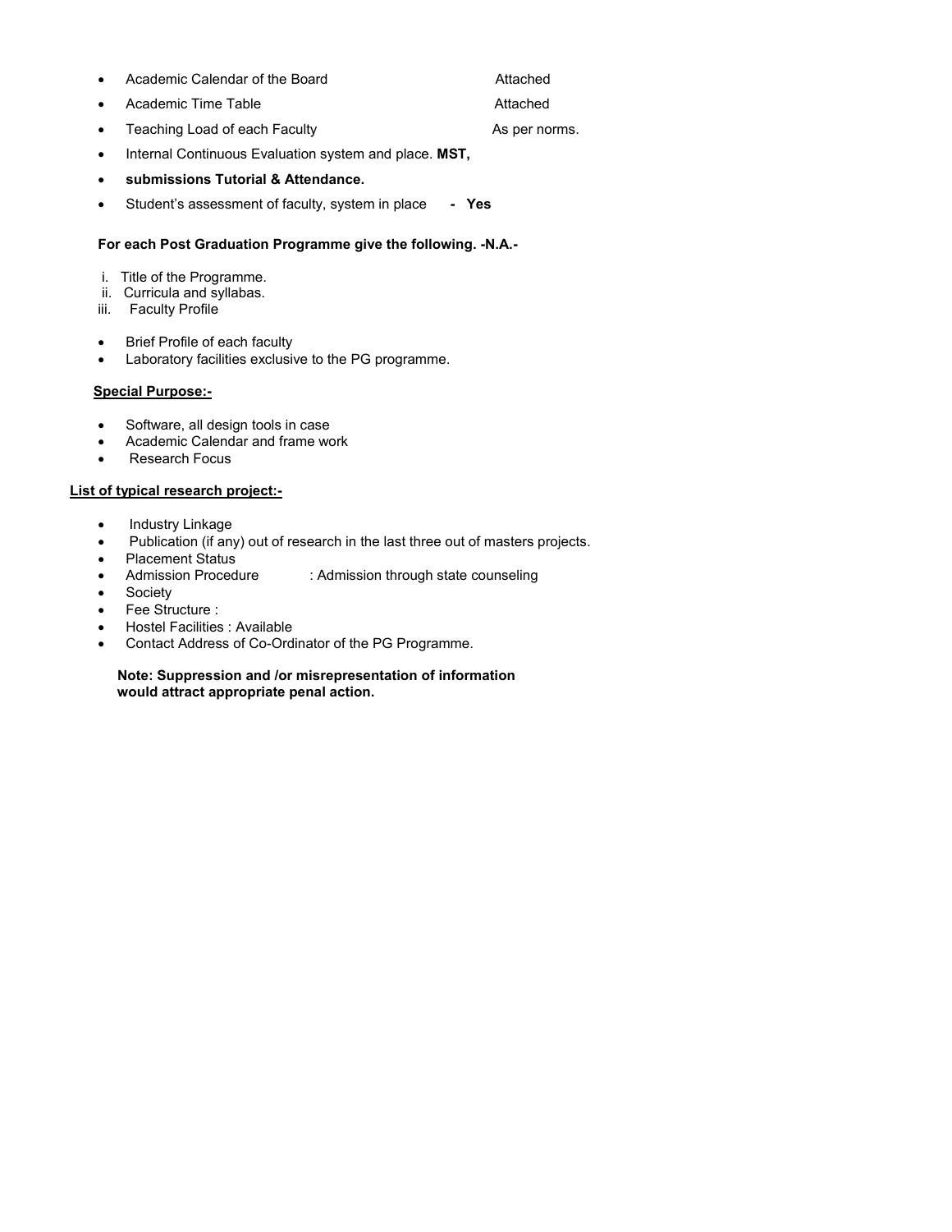- Academic Calendar of the Board Attached
- Academic Time Table Attached
- Teaching Load of each Faculty As per norms.
- Internal Continuous Evaluation system and place. **MST,**
- **submissions Tutorial & Attendance.**
- Student's assessment of faculty, system in place **- Yes**

**For each Post Graduation Programme give the following. -N.A.-**

i. Title of the Programme.
ii. Curricula and syllabas.
iii. Faculty Profile

- Brief Profile of each faculty
- Laboratory facilities exclusive to the PG programme.

**<u>Special Purpose:-</u>**

- Software, all design tools in case
- Academic Calendar and frame work
- Research Focus

**<u>List of typical research project:-</u>**

- Industry Linkage
- Publication (if any) out of research in the last three out of masters projects.
- Placement Status
- Admission Procedure : Admission through state counseling
- Society
- Fee Structure :
- Hostel Facilities : Available
- Contact Address of Co-Ordinator of the PG Programme.

**Note: Suppression and /or misrepresentation of information would attract appropriate penal action.**